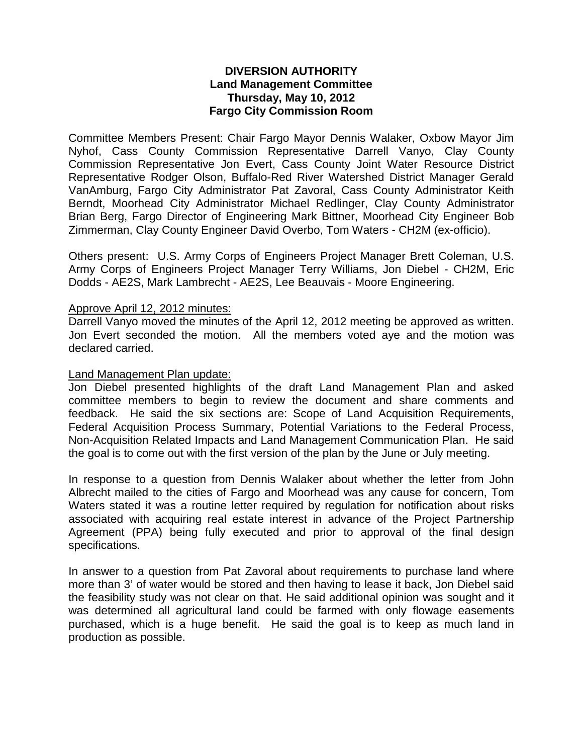# DIVERSION AUTHORITY
## Land Management Committee
## Thursday, May 10, 2012
## Fargo City Commission Room

Committee Members Present: Chair Fargo Mayor Dennis Walaker, Oxbow Mayor Jim Nyhof, Cass County Commission Representative Darrell Vanyo, Clay County Commission Representative Jon Evert, Cass County Joint Water Resource District Representative Rodger Olson, Buffalo-Red River Watershed District Manager Gerald VanAmburg, Fargo City Administrator Pat Zavoral, Cass County Administrator Keith Berndt, Moorhead City Administrator Michael Redlinger, Clay County Administrator Brian Berg, Fargo Director of Engineering Mark Bittner, Moorhead City Engineer Bob Zimmerman, Clay County Engineer David Overbo, Tom Waters - CH2M (ex-officio).

Others present: U.S. Army Corps of Engineers Project Manager Brett Coleman, U.S. Army Corps of Engineers Project Manager Terry Williams, Jon Diebel - CH2M, Eric Dodds - AE2S, Mark Lambrecht - AE2S, Lee Beauvais - Moore Engineering.

Approve April 12, 2012 minutes:
Darrell Vanyo moved the minutes of the April 12, 2012 meeting be approved as written. Jon Evert seconded the motion. All the members voted aye and the motion was declared carried.

Land Management Plan update:
Jon Diebel presented highlights of the draft Land Management Plan and asked committee members to begin to review the document and share comments and feedback. He said the six sections are: Scope of Land Acquisition Requirements, Federal Acquisition Process Summary, Potential Variations to the Federal Process, Non-Acquisition Related Impacts and Land Management Communication Plan. He said the goal is to come out with the first version of the plan by the June or July meeting.

In response to a question from Dennis Walaker about whether the letter from John Albrecht mailed to the cities of Fargo and Moorhead was any cause for concern, Tom Waters stated it was a routine letter required by regulation for notification about risks associated with acquiring real estate interest in advance of the Project Partnership Agreement (PPA) being fully executed and prior to approval of the final design specifications.

In answer to a question from Pat Zavoral about requirements to purchase land where more than 3' of water would be stored and then having to lease it back, Jon Diebel said the feasibility study was not clear on that. He said additional opinion was sought and it was determined all agricultural land could be farmed with only flowage easements purchased, which is a huge benefit. He said the goal is to keep as much land in production as possible.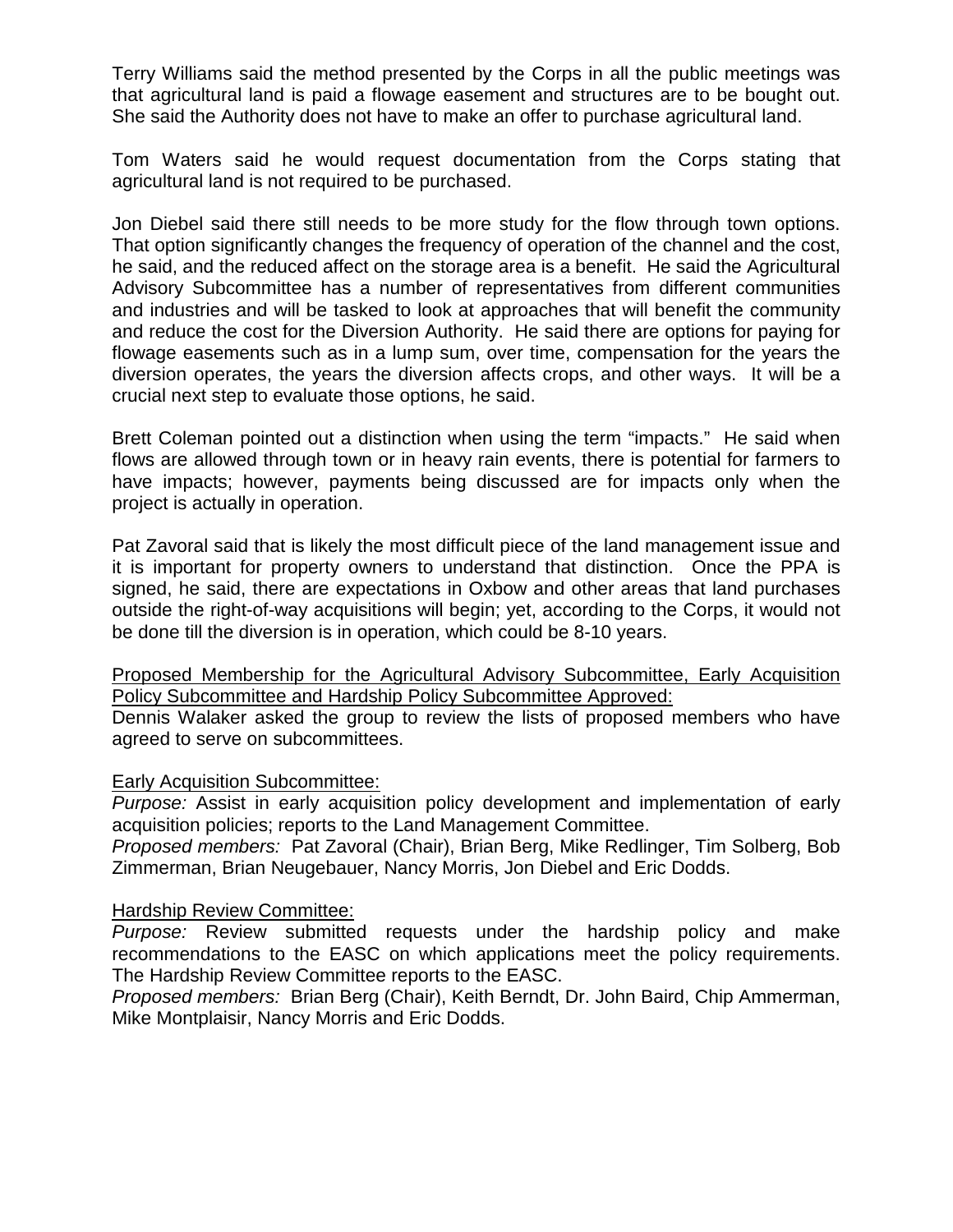Terry Williams said the method presented by the Corps in all the public meetings was that agricultural land is paid a flowage easement and structures are to be bought out. She said the Authority does not have to make an offer to purchase agricultural land.

Tom Waters said he would request documentation from the Corps stating that agricultural land is not required to be purchased.

Jon Diebel said there still needs to be more study for the flow through town options. That option significantly changes the frequency of operation of the channel and the cost, he said, and the reduced affect on the storage area is a benefit. He said the Agricultural Advisory Subcommittee has a number of representatives from different communities and industries and will be tasked to look at approaches that will benefit the community and reduce the cost for the Diversion Authority. He said there are options for paying for flowage easements such as in a lump sum, over time, compensation for the years the diversion operates, the years the diversion affects crops, and other ways. It will be a crucial next step to evaluate those options, he said.

Brett Coleman pointed out a distinction when using the term "impacts." He said when flows are allowed through town or in heavy rain events, there is potential for farmers to have impacts; however, payments being discussed are for impacts only when the project is actually in operation.

Pat Zavoral said that is likely the most difficult piece of the land management issue and it is important for property owners to understand that distinction. Once the PPA is signed, he said, there are expectations in Oxbow and other areas that land purchases outside the right-of-way acquisitions will begin; yet, according to the Corps, it would not be done till the diversion is in operation, which could be 8-10 years.

Proposed Membership for the Agricultural Advisory Subcommittee, Early Acquisition Policy Subcommittee and Hardship Policy Subcommittee Approved:

Dennis Walaker asked the group to review the lists of proposed members who have agreed to serve on subcommittees.

Early Acquisition Subcommittee:

*Purpose:* Assist in early acquisition policy development and implementation of early acquisition policies; reports to the Land Management Committee.

*Proposed members:* Pat Zavoral (Chair), Brian Berg, Mike Redlinger, Tim Solberg, Bob Zimmerman, Brian Neugebauer, Nancy Morris, Jon Diebel and Eric Dodds.

Hardship Review Committee:

*Purpose:* Review submitted requests under the hardship policy and make recommendations to the EASC on which applications meet the policy requirements. The Hardship Review Committee reports to the EASC.

*Proposed members:* Brian Berg (Chair), Keith Berndt, Dr. John Baird, Chip Ammerman, Mike Montplaisir, Nancy Morris and Eric Dodds.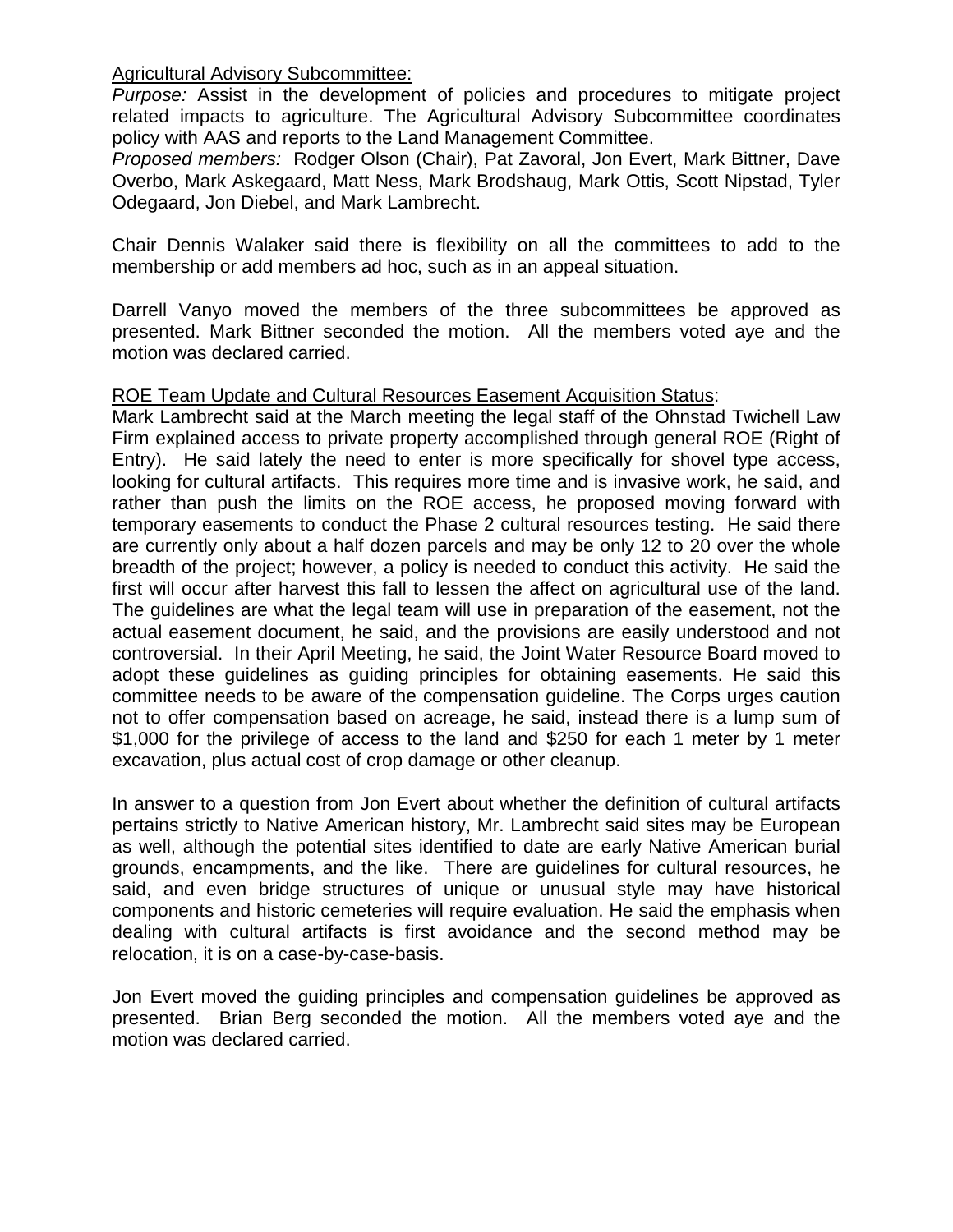Agricultural Advisory Subcommittee:

*Purpose:* Assist in the development of policies and procedures to mitigate project related impacts to agriculture. The Agricultural Advisory Subcommittee coordinates policy with AAS and reports to the Land Management Committee.

*Proposed members:* Rodger Olson (Chair), Pat Zavoral, Jon Evert, Mark Bittner, Dave Overbo, Mark Askegaard, Matt Ness, Mark Brodshaug, Mark Ottis, Scott Nipstad, Tyler Odegaard, Jon Diebel, and Mark Lambrecht.

Chair Dennis Walaker said there is flexibility on all the committees to add to the membership or add members ad hoc, such as in an appeal situation.

Darrell Vanyo moved the members of the three subcommittees be approved as presented. Mark Bittner seconded the motion. All the members voted aye and the motion was declared carried.

ROE Team Update and Cultural Resources Easement Acquisition Status:

Mark Lambrecht said at the March meeting the legal staff of the Ohnstad Twichell Law Firm explained access to private property accomplished through general ROE (Right of Entry). He said lately the need to enter is more specifically for shovel type access, looking for cultural artifacts. This requires more time and is invasive work, he said, and rather than push the limits on the ROE access, he proposed moving forward with temporary easements to conduct the Phase 2 cultural resources testing. He said there are currently only about a half dozen parcels and may be only 12 to 20 over the whole breadth of the project; however, a policy is needed to conduct this activity. He said the first will occur after harvest this fall to lessen the affect on agricultural use of the land. The guidelines are what the legal team will use in preparation of the easement, not the actual easement document, he said, and the provisions are easily understood and not controversial. In their April Meeting, he said, the Joint Water Resource Board moved to adopt these guidelines as guiding principles for obtaining easements. He said this committee needs to be aware of the compensation guideline. The Corps urges caution not to offer compensation based on acreage, he said, instead there is a lump sum of $1,000 for the privilege of access to the land and $250 for each 1 meter by 1 meter excavation, plus actual cost of crop damage or other cleanup.

In answer to a question from Jon Evert about whether the definition of cultural artifacts pertains strictly to Native American history, Mr. Lambrecht said sites may be European as well, although the potential sites identified to date are early Native American burial grounds, encampments, and the like. There are guidelines for cultural resources, he said, and even bridge structures of unique or unusual style may have historical components and historic cemeteries will require evaluation. He said the emphasis when dealing with cultural artifacts is first avoidance and the second method may be relocation, it is on a case-by-case-basis.

Jon Evert moved the guiding principles and compensation guidelines be approved as presented. Brian Berg seconded the motion. All the members voted aye and the motion was declared carried.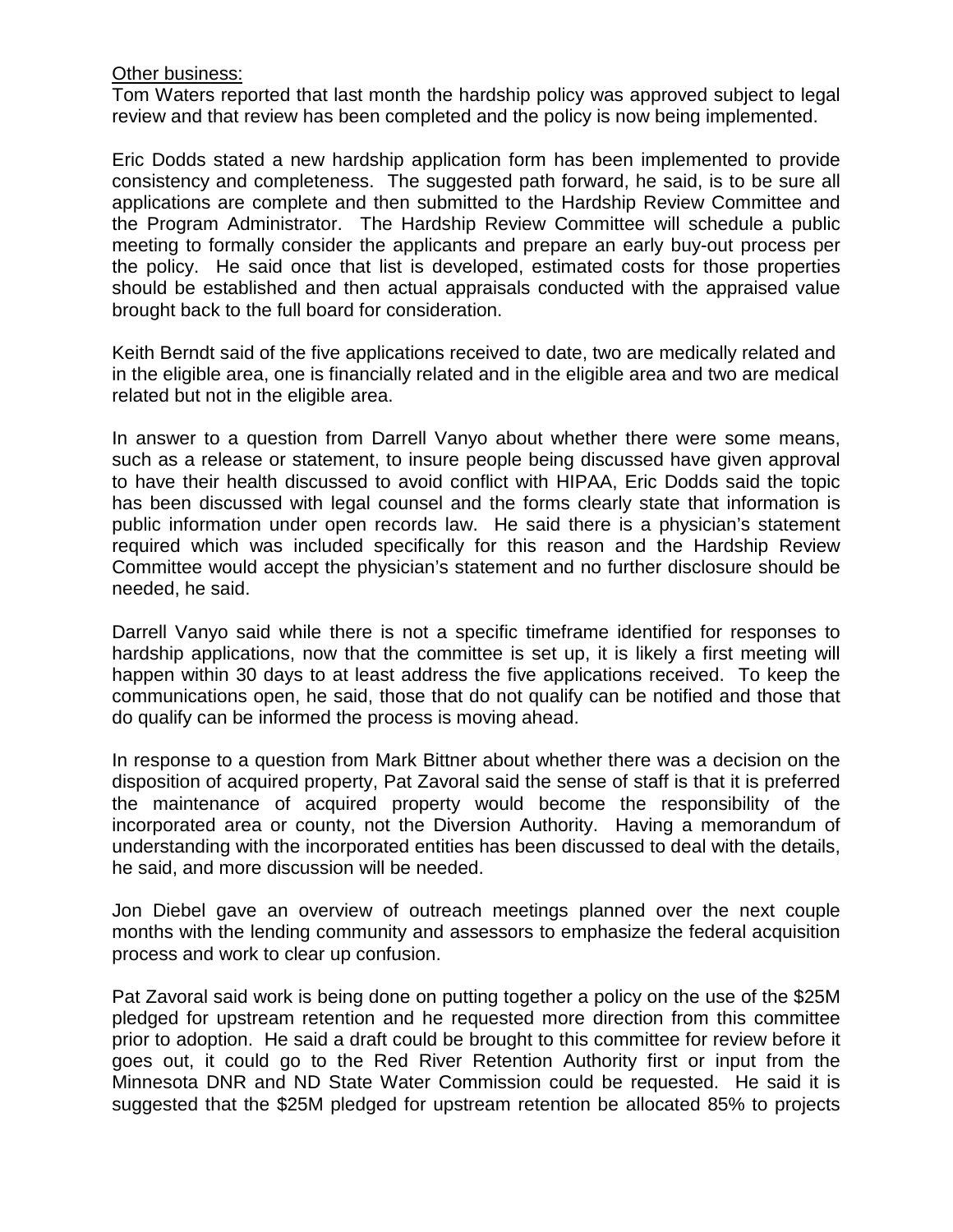Other business:

Tom Waters reported that last month the hardship policy was approved subject to legal review and that review has been completed and the policy is now being implemented.

Eric Dodds stated a new hardship application form has been implemented to provide consistency and completeness. The suggested path forward, he said, is to be sure all applications are complete and then submitted to the Hardship Review Committee and the Program Administrator. The Hardship Review Committee will schedule a public meeting to formally consider the applicants and prepare an early buy-out process per the policy. He said once that list is developed, estimated costs for those properties should be established and then actual appraisals conducted with the appraised value brought back to the full board for consideration.

Keith Berndt said of the five applications received to date, two are medically related and in the eligible area, one is financially related and in the eligible area and two are medical related but not in the eligible area.

In answer to a question from Darrell Vanyo about whether there were some means, such as a release or statement, to insure people being discussed have given approval to have their health discussed to avoid conflict with HIPAA, Eric Dodds said the topic has been discussed with legal counsel and the forms clearly state that information is public information under open records law. He said there is a physician's statement required which was included specifically for this reason and the Hardship Review Committee would accept the physician's statement and no further disclosure should be needed, he said.

Darrell Vanyo said while there is not a specific timeframe identified for responses to hardship applications, now that the committee is set up, it is likely a first meeting will happen within 30 days to at least address the five applications received. To keep the communications open, he said, those that do not qualify can be notified and those that do qualify can be informed the process is moving ahead.

In response to a question from Mark Bittner about whether there was a decision on the disposition of acquired property, Pat Zavoral said the sense of staff is that it is preferred the maintenance of acquired property would become the responsibility of the incorporated area or county, not the Diversion Authority. Having a memorandum of understanding with the incorporated entities has been discussed to deal with the details, he said, and more discussion will be needed.

Jon Diebel gave an overview of outreach meetings planned over the next couple months with the lending community and assessors to emphasize the federal acquisition process and work to clear up confusion.

Pat Zavoral said work is being done on putting together a policy on the use of the $25M pledged for upstream retention and he requested more direction from this committee prior to adoption. He said a draft could be brought to this committee for review before it goes out, it could go to the Red River Retention Authority first or input from the Minnesota DNR and ND State Water Commission could be requested. He said it is suggested that the $25M pledged for upstream retention be allocated 85% to projects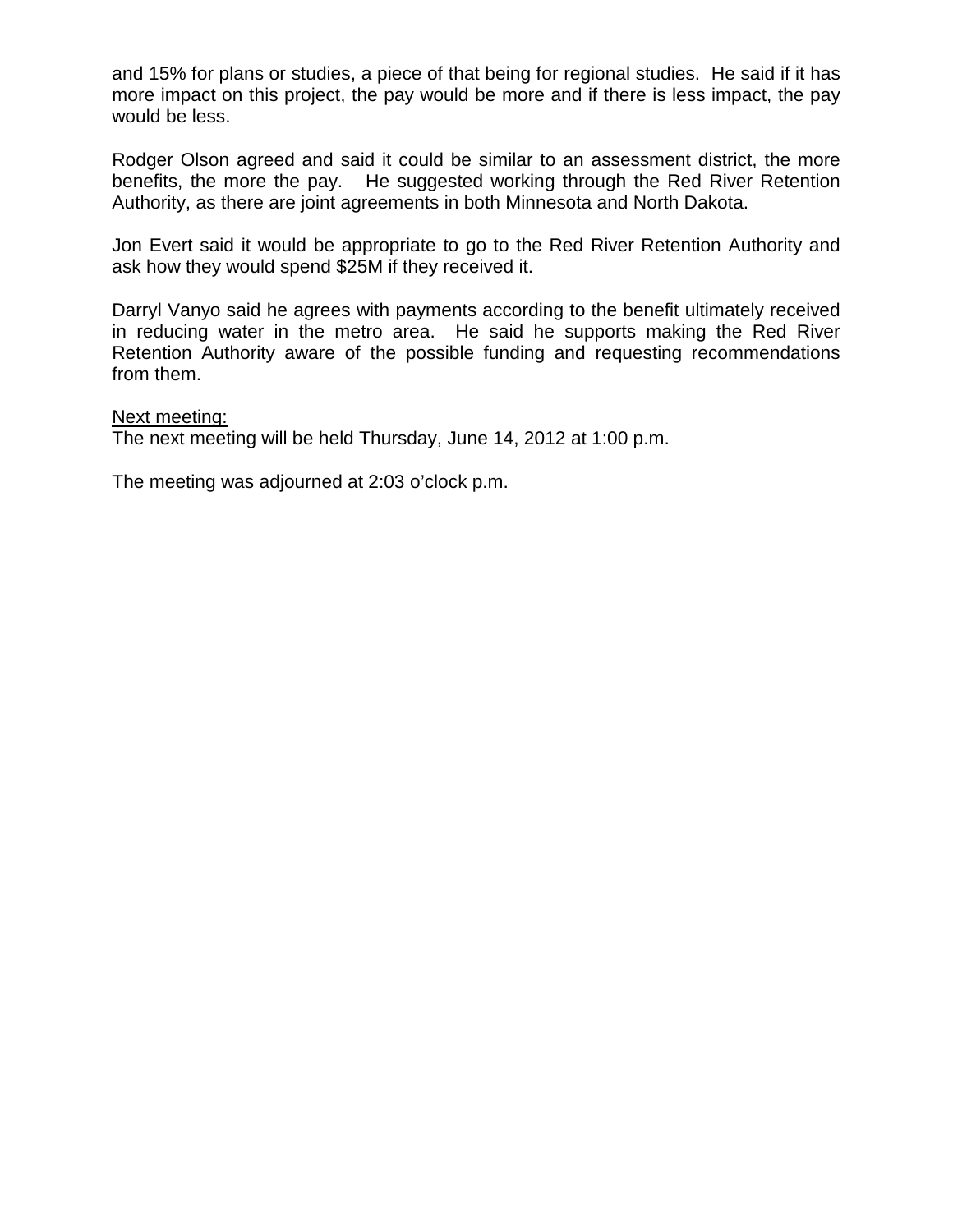and 15% for plans or studies, a piece of that being for regional studies. He said if it has more impact on this project, the pay would be more and if there is less impact, the pay would be less.

Rodger Olson agreed and said it could be similar to an assessment district, the more benefits, the more the pay. He suggested working through the Red River Retention Authority, as there are joint agreements in both Minnesota and North Dakota.

Jon Evert said it would be appropriate to go to the Red River Retention Authority and ask how they would spend $25M if they received it.

Darryl Vanyo said he agrees with payments according to the benefit ultimately received in reducing water in the metro area. He said he supports making the Red River Retention Authority aware of the possible funding and requesting recommendations from them.

<u>Next meeting:</u>
The next meeting will be held Thursday, June 14, 2012 at 1:00 p.m.

The meeting was adjourned at 2:03 o'clock p.m.